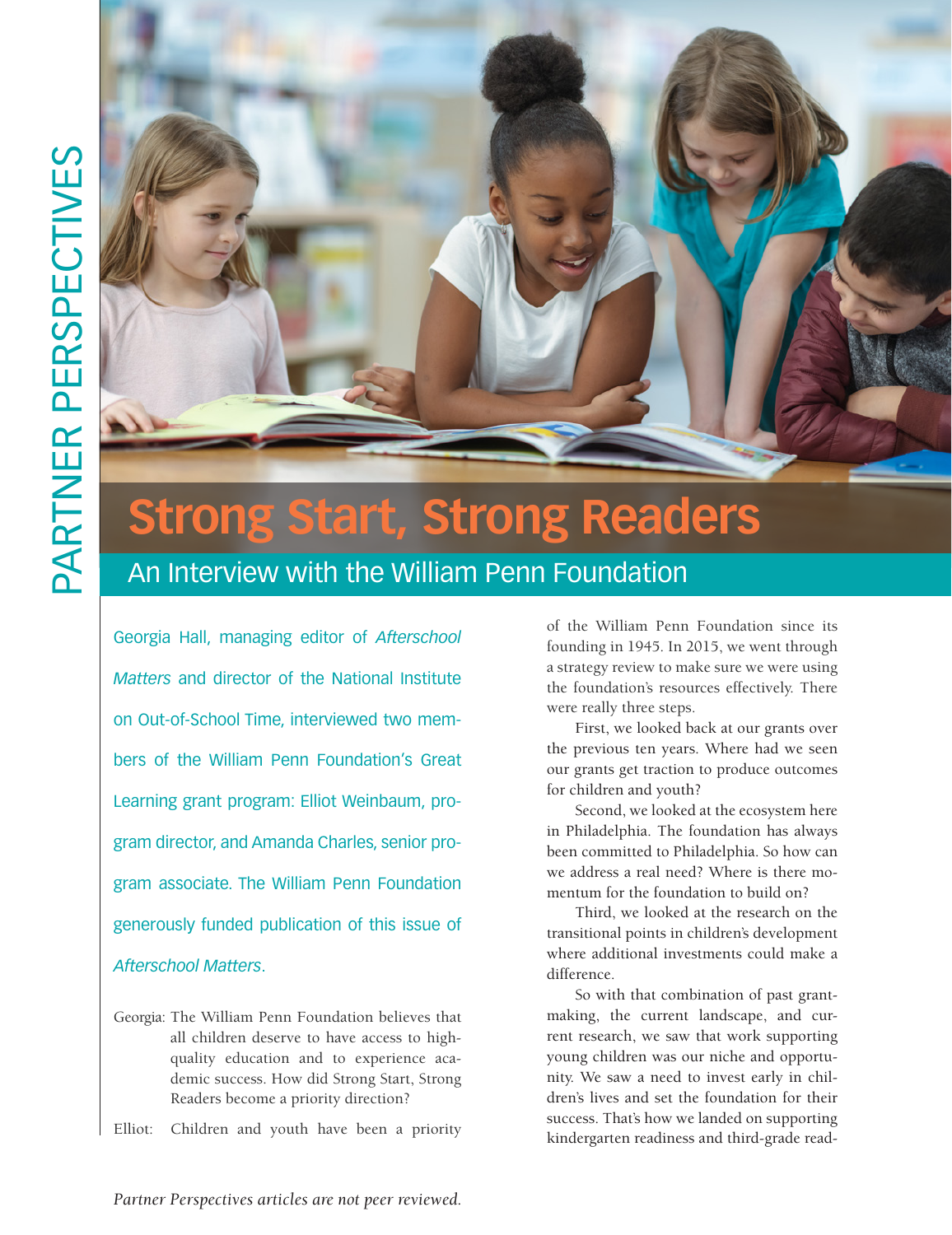PARTNER PERSPECTIVES

# Strong Start, Strong Readers

## An Interview with the William Penn Foundation

Georgia Hall, managing editor of *Afterschool Matters* and director of the National Institute on Out-of-School Time, interviewed two members of the William Penn Foundation's Great Learning grant program: Elliot Weinbaum, program director, and Amanda Charles, senior program associate. The William Penn Foundation generously funded publication of this issue of *Afterschool Matters*.

Georgia: The William Penn Foundation believes that all children deserve to have access to high-quality education and to experience academic success. How did Strong Start, Strong Readers become a priority direction?

Elliot: Children and youth have been a priority of the William Penn Foundation since its founding in 1945. In 2015, we went through a strategy review to make sure we were using the foundation's resources effectively. There were really three steps.

First, we looked back at our grants over the previous ten years. Where had we seen our grants get traction to produce outcomes for children and youth?

Second, we looked at the ecosystem here in Philadelphia. The foundation has always been committed to Philadelphia. So how can we address a real need? Where is there momentum for the foundation to build on?

Third, we looked at the research on the transitional points in children's development where additional investments could make a difference.

So with that combination of past grantmaking, the current landscape, and current research, we saw that work supporting young children was our niche and opportunity. We saw a need to invest early in children's lives and set the foundation for their success. That's how we landed on supporting kindergarten readiness and third-grade read-

*Partner Perspectives articles are not peer reviewed.*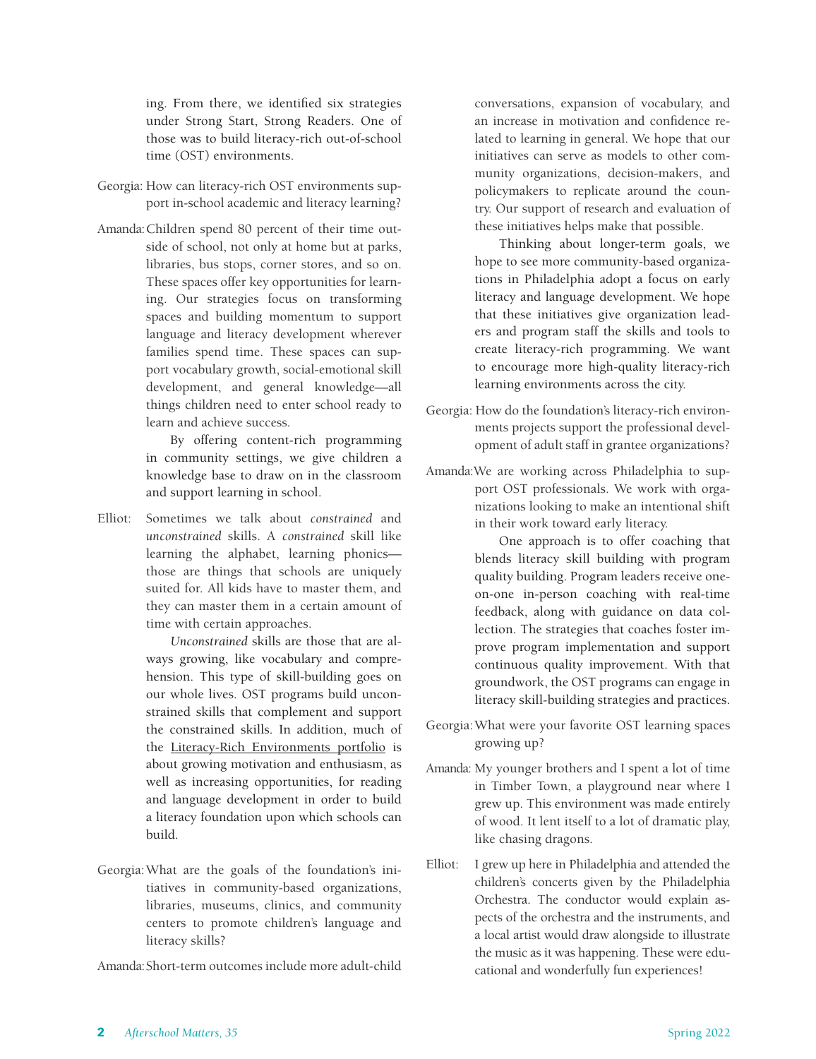ing. From there, we identified six strategies under Strong Start, Strong Readers. One of those was to build literacy-rich out-of-school time (OST) environments.

Georgia: How can literacy-rich OST environments support in-school academic and literacy learning?

Amanda: Children spend 80 percent of their time outside of school, not only at home but at parks, libraries, bus stops, corner stores, and so on. These spaces offer key opportunities for learning. Our strategies focus on transforming spaces and building momentum to support language and literacy development wherever families spend time. These spaces can support vocabulary growth, social-emotional skill development, and general knowledge—all things children need to enter school ready to learn and achieve success.

By offering content-rich programming in community settings, we give children a knowledge base to draw on in the classroom and support learning in school.

Elliot: Sometimes we talk about *constrained* and *unconstrained* skills. A *constrained* skill like learning the alphabet, learning phonics—those are things that schools are uniquely suited for. All kids have to master them, and they can master them in a certain amount of time with certain approaches.

*Unconstrained* skills are those that are always growing, like vocabulary and comprehension. This type of skill-building goes on our whole lives. OST programs build unconstrained skills that complement and support the constrained skills. In addition, much of the Literacy-Rich Environments portfolio is about growing motivation and enthusiasm, as well as increasing opportunities, for reading and language development in order to build a literacy foundation upon which schools can build.

Georgia: What are the goals of the foundation's initiatives in community-based organizations, libraries, museums, clinics, and community centers to promote children's language and literacy skills?

Amanda: Short-term outcomes include more adult-child conversations, expansion of vocabulary, and an increase in motivation and confidence related to learning in general. We hope that our initiatives can serve as models to other community organizations, decision-makers, and policymakers to replicate around the country. Our support of research and evaluation of these initiatives helps make that possible.

Thinking about longer-term goals, we hope to see more community-based organizations in Philadelphia adopt a focus on early literacy and language development. We hope that these initiatives give organization leaders and program staff the skills and tools to create literacy-rich programming. We want to encourage more high-quality literacy-rich learning environments across the city.

Georgia: How do the foundation's literacy-rich environments projects support the professional development of adult staff in grantee organizations?

Amanda: We are working across Philadelphia to support OST professionals. We work with organizations looking to make an intentional shift in their work toward early literacy.

One approach is to offer coaching that blends literacy skill building with program quality building. Program leaders receive one-on-one in-person coaching with real-time feedback, along with guidance on data collection. The strategies that coaches foster improve program implementation and support continuous quality improvement. With that groundwork, the OST programs can engage in literacy skill-building strategies and practices.

Georgia: What were your favorite OST learning spaces growing up?

Amanda: My younger brothers and I spent a lot of time in Timber Town, a playground near where I grew up. This environment was made entirely of wood. It lent itself to a lot of dramatic play, like chasing dragons.

Elliot: I grew up here in Philadelphia and attended the children's concerts given by the Philadelphia Orchestra. The conductor would explain aspects of the orchestra and the instruments, and a local artist would draw alongside to illustrate the music as it was happening. These were educational and wonderfully fun experiences!